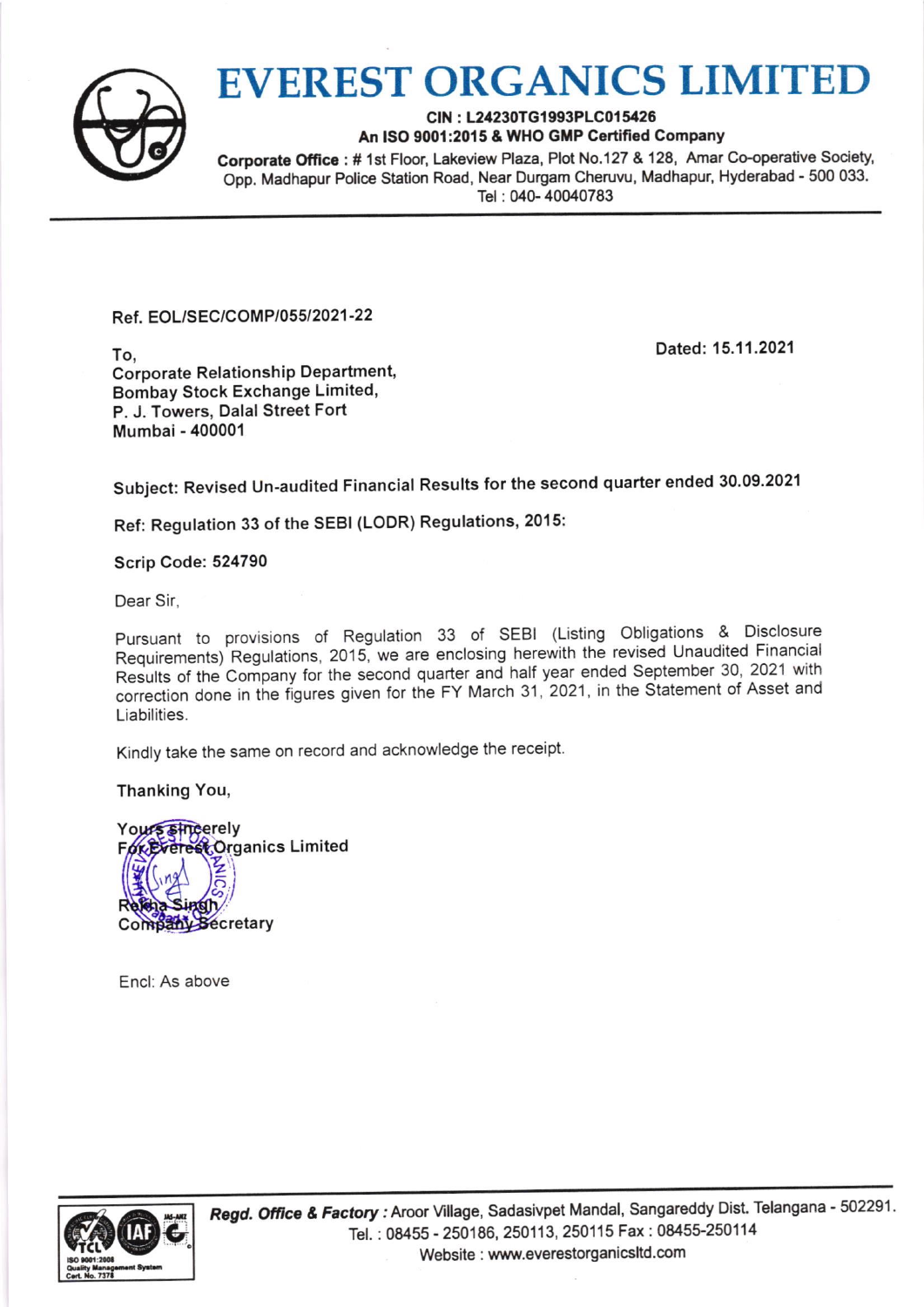# EVEREST ORGANICS LIMITED

**CIN : L24230TG1993PLC015426**

**An ISO 9001:2015 & WHO GMP Certified Company**

**Corporate Office :** # 1st Floor, Lakeview Plaza, Plot No.127 & 128, Amar Co-operative Society, Opp. Madhapur Police Station Road, Near Durgam Cheruvu, Madhapur, Hyderabad - 500 033. Tel : 040- 40040783

---

**Ref. EOL/SEC/COMP/055/2021-22**

**Dated: 15.11.2021**

**To,**
**Corporate Relationship Department,**
**Bombay Stock Exchange Limited,**
**P. J. Towers, Dalal Street Fort**
**Mumbai - 400001**

**Subject: Revised Un-audited Financial Results for the second quarter ended 30.09.2021**

**Ref: Regulation 33 of the SEBI (LODR) Regulations, 2015:**

**Scrip Code: 524790**

Dear Sir,

Pursuant to provisions of Regulation 33 of SEBI (Listing Obligations & Disclosure Requirements) Regulations, 2015, we are enclosing herewith the revised Unaudited Financial Results of the Company for the second quarter and half year ended September 30, 2021 with correction done in the figures given for the FY March 31, 2021, in the Statement of Asset and Liabilities.

Kindly take the same on record and acknowledge the receipt.

**Thanking You,**

**Yours sincerely**
**For Everest Organics Limited**

**Rekha Singh**
**Company Secretary**

Encl: As above

---

***Regd. Office & Factory :*** Aroor Village, Sadasivpet Mandal, Sangareddy Dist. Telangana - 502291.
Tel. : 08455 - 250186, 250113, 250115 Fax : 08455-250114
Website : www.everestorganicsltd.com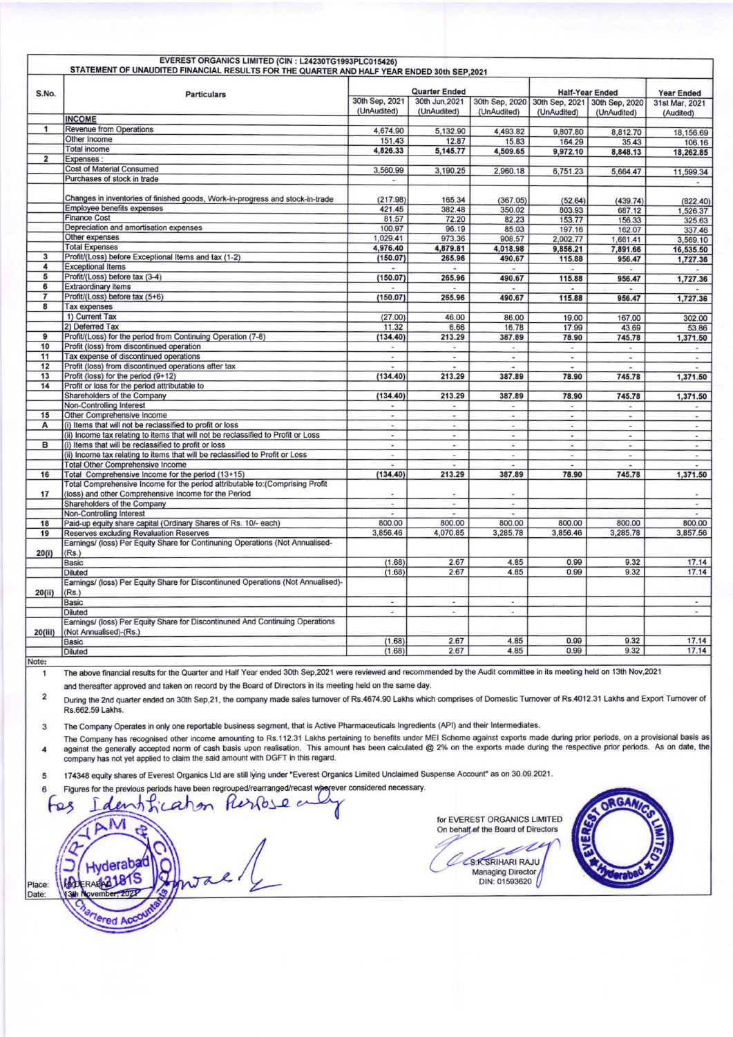**EVEREST ORGANICS LIMITED (CIN : L24230TG1993PLC015426)**

**STATEMENT OF UNAUDITED FINANCIAL RESULTS FOR THE QUARTER AND HALF YEAR ENDED 30th SEP,2021**

| S.No. | Particulars | Quarter Ended | | | Half-Year Ended | | Year Ended |
|---|---|---|---|---|---|---|---|
| | | 30th Sep, 2021 (UnAudited) | 30th Jun,2021 (UnAudited) | 30th Sep, 2020 (UnAudited) | 30th Sep, 2021 (UnAudited) | 30th Sep, 2020 (UnAudited) | 31st Mar, 2021 (Audited) |
| | **INCOME** | | | | | | |
| 1 | Revenue from Operations | 4,674.90 | 5,132.90 | 4,493.82 | 9,807.80 | 8,812.70 | 18,156.69 |
| | Other Income | 151.43 | 12.87 | 15.83 | 164.29 | 35.43 | 106.16 |
| | Total income | **4,826.33** | **5,145.77** | **4,509.65** | **9,972.10** | **8,848.13** | **18,262.85** |
| 2 | Expenses : | | | | | | |
| | Cost of Material Consumed | 3,560.99 | 3,190.25 | 2,960.18 | 6,751.23 | 5,664.47 | 11,599.34 |
| | Purchases of stock in trade | - | | | | | - |
| | Changes in inventories of finished goods, Work-in-progress and stock-in-trade | (217.98) | 165.34 | (367.05) | (52.64) | (439.74) | (822.40) |
| | Employee benefits expenses | 421.45 | 382.48 | 350.02 | 803.93 | 687.12 | 1,526.37 |
| | Finance Cost | 81.57 | 72.20 | 82.23 | 153.77 | 156.33 | 325.63 |
| | Depreciation and amortisation expenses | 100.97 | 96.19 | 85.03 | 197.16 | 162.07 | 337.46 |
| | Other expenses | 1,029.41 | 973.36 | 908.57 | 2,002.77 | 1,661.41 | 3,569.10 |
| | Total Expenses | **4,976.40** | **4,879.81** | **4,018.98** | **9,856.21** | **7,891.66** | **16,535.50** |
| 3 | Profit/(Loss) before Exceptional Items and tax (1-2) | (150.07) | 265.96 | 490.67 | 115.88 | 956.47 | 1,727.36 |
| 4 | Exceptional Items | - | - | - | - | - | - |
| 5 | Profit/(Loss) before tax (3-4) | (150.07) | 265.96 | 490.67 | 115.88 | 956.47 | 1,727.36 |
| 6 | Extraordinary items | - | - | - | - | - | - |
| 7 | Profit/(Loss) before tax (5+6) | (150.07) | 265.96 | 490.67 | 115.88 | 956.47 | 1,727.36 |
| 8 | Tax expenses | | | | | | |
| | 1) Current Tax | (27.00) | 46.00 | 86.00 | 19.00 | 167.00 | 302.00 |
| | 2) Deferred Tax | 11.32 | 6.66 | 16.78 | 17.99 | 43.69 | 53.86 |
| 9 | Profit/(Loss) for the period from Continuing Operation (7-8) | (134.40) | 213.29 | 387.89 | 78.90 | 745.78 | 1,371.50 |
| 10 | Profit (loss) from discontinued operation | - | - | - | - | - | - |
| 11 | Tax expense of discontinued operations | - | - | - | - | - | - |
| 12 | Profit (loss) from discontinued operations after tax | - | - | - | - | - | - |
| 13 | Profit (loss) for the period (9+12) | (134.40) | 213.29 | 387.89 | 78.90 | 745.78 | 1,371.50 |
| 14 | Profit or loss for the period attributable to | | | | | | |
| | Shareholders of the Company | (134.40) | 213.29 | 387.89 | 78.90 | 745.78 | 1,371.50 |
| | Non-Controlling Interest | - | - | - | - | - | - |
| 15 | Other Comprehensive Income | - | - | - | - | - | - |
| A | (i) Items that will not be reclassified to profit or loss | - | - | - | - | - | - |
| | (ii) Income tax relating to items that will not be reclassified to Profit or Loss | - | - | - | - | - | - |
| B | (i) Items that will be reclassified to profit or loss | - | - | - | - | - | - |
| | (ii) Income tax relating to items that will be reclassified to Profit or Loss | - | - | - | - | - | - |
| | Total Other Comprehensive Income | - | - | - | - | - | - |
| 16 | Total Comprehensive Income for the period (13+15) | (134.40) | 213.29 | 387.89 | 78.90 | 745.78 | 1,371.50 |
| 17 | Total Comprehensive Income for the period attributable to:(Comprising Profit (loss) and other Comprehensive Income for the Period | - | - | - | | | - |
| | Shareholders of the Company | - | - | - | | | - |
| | Non-Controlling Interest | - | - | - | | | - |
| 18 | Paid-up equity share capital (Ordinary Shares of Rs. 10/- each) | 800.00 | 800.00 | 800.00 | 800.00 | 800.00 | 800.00 |
| 19 | Reserves excluding Revaluation Reserves | 3,856.46 | 4,070.85 | 3,285.78 | 3,856.46 | 3,285.78 | 3,857.56 |
| 20(i) | Earnings/ (loss) Per Equity Share for Continuing Operations (Not Annualised-(Rs.) | | | | | | |
| | Basic | (1.68) | 2.67 | 4.85 | 0.99 | 9.32 | 17.14 |
| | Diluted | (1.68) | 2.67 | 4.85 | 0.99 | 9.32 | 17.14 |
| 20(ii) | Earnings/ (loss) Per Equity Share for Discontinued Operations (Not Annualised)-(Rs.) | | | | | | |
| | Basic | - | - | - | | | - |
| | Diluted | - | - | - | | | - |
| 20(iii) | Earnings/ (loss) Per Equity Share for Discontinued And Continuing Operations (Not Annualised)-(Rs.) | | | | | | |
| | Basic | (1.68) | 2.67 | 4.85 | 0.99 | 9.32 | 17.14 |
| | Diluted | (1.68) | 2.67 | 4.85 | 0.99 | 9.32 | 17.14 |

Note:

1. The above financial results for the Quarter and Half Year ended 30th Sep,2021 were reviewed and recommended by the Audit committee in its meeting held on 13th Nov,2021 and thereafter approved and taken on record by the Board of Directors in its meeting held on the same day.
2. During the 2nd quarter ended on 30th Sep,21, the company made sales turnover of Rs.4674.90 Lakhs which comprises of Domestic Turnover of Rs.4012.31 Lakhs and Export Turnover of Rs.662.59 Lakhs.
3. The Company Operates in only one reportable business segment, that is Active Pharmaceuticals Ingredients (API) and their Intermediates.
4. The Company has recognised other income amounting to Rs.112.31 Lakhs pertaining to benefits under MEI Scheme against exports made during prior periods, on a provisional basis as against the generally accepted norm of cash basis upon realisation. This amount has been calculated @ 2% on the exports made during the respective prior periods. As on date, the company has not yet applied to claim the said amount with DGFT in this regard.
5. 174348 equity shares of Everest Organics Ltd are still lying under "Everest Organics Limited Unclaimed Suspense Account" as on 30.09.2021.
6. Figures for the previous periods have been regrouped/rearranged/recast wherever considered necessary.

For Identification Purpose only

Suryam & Co., Hyderabad, Chartered Accountants

Place: HYDERABAD
Date: 13th November, 2021

for EVEREST ORGANICS LIMITED
On behalf of the Board of Directors

S.K.SRIHARI RAJU
Managing Director
DIN: 01593620